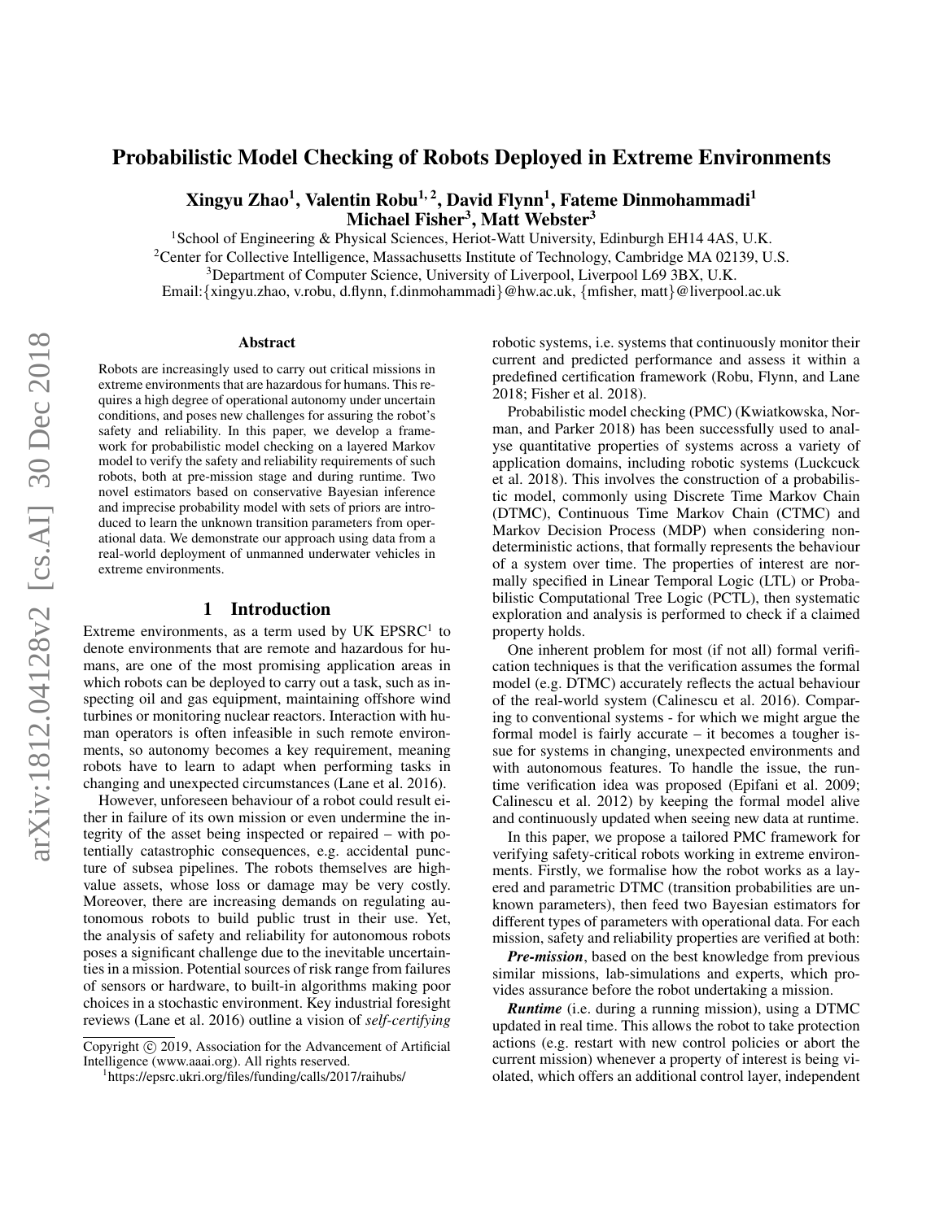# Probabilistic Model Checking of Robots Deployed in Extreme Environments

**Xingyu Zhao[1], Valentin Robu[1,2], David Flynn[1], Fateme Dinmohammadi[1]**
**Michael Fisher[3], Matt Webster[3]**

[1]School of Engineering & Physical Sciences, Heriot-Watt University, Edinburgh EH14 4AS, U.K.
[2]Center for Collective Intelligence, Massachusetts Institute of Technology, Cambridge MA 02139, U.S.
[3]Department of Computer Science, University of Liverpool, Liverpool L69 3BX, U.K.
Email:{xingyu.zhao, v.robu, d.flynn, f.dinmohammadi}@hw.ac.uk, {mfisher, matt}@liverpool.ac.uk

### Abstract

Robots are increasingly used to carry out critical missions in extreme environments that are hazardous for humans. This requires a high degree of operational autonomy under uncertain conditions, and poses new challenges for assuring the robot's safety and reliability. In this paper, we develop a framework for probabilistic model checking on a layered Markov model to verify the safety and reliability requirements of such robots, both at pre-mission stage and during runtime. Two novel estimators based on conservative Bayesian inference and imprecise probability model with sets of priors are introduced to learn the unknown transition parameters from operational data. We demonstrate our approach using data from a real-world deployment of unmanned underwater vehicles in extreme environments.

## 1 Introduction

Extreme environments, as a term used by UK EPSRC[1] to denote environments that are remote and hazardous for humans, are one of the most promising application areas in which robots can be deployed to carry out a task, such as inspecting oil and gas equipment, maintaining offshore wind turbines or monitoring nuclear reactors. Interaction with human operators is often infeasible in such remote environments, so autonomy becomes a key requirement, meaning robots have to learn to adapt when performing tasks in changing and unexpected circumstances (Lane et al. 2016).

However, unforeseen behaviour of a robot could result either in failure of its own mission or even undermine the integrity of the asset being inspected or repaired – with potentially catastrophic consequences, e.g. accidental puncture of subsea pipelines. The robots themselves are high-value assets, whose loss or damage may be very costly. Moreover, there are increasing demands on regulating autonomous robots to build public trust in their use. Yet, the analysis of safety and reliability for autonomous robots poses a significant challenge due to the inevitable uncertainties in a mission. Potential sources of risk range from failures of sensors or hardware, to built-in algorithms making poor choices in a stochastic environment. Key industrial foresight reviews (Lane et al. 2016) outline a vision of *self-certifying* robotic systems, i.e. systems that continuously monitor their current and predicted performance and assess it within a predefined certification framework (Robu, Flynn, and Lane 2018; Fisher et al. 2018).

Probabilistic model checking (PMC) (Kwiatkowska, Norman, and Parker 2018) has been successfully used to analyse quantitative properties of systems across a variety of application domains, including robotic systems (Luckcuck et al. 2018). This involves the construction of a probabilistic model, commonly using Discrete Time Markov Chain (DTMC), Continuous Time Markov Chain (CTMC) and Markov Decision Process (MDP) when considering nondeterministic actions, that formally represents the behaviour of a system over time. The properties of interest are normally specified in Linear Temporal Logic (LTL) or Probabilistic Computational Tree Logic (PCTL), then systematic exploration and analysis is performed to check if a claimed property holds.

One inherent problem for most (if not all) formal verification techniques is that the verification assumes the formal model (e.g. DTMC) accurately reflects the actual behaviour of the real-world system (Calinescu et al. 2016). Comparing to conventional systems - for which we might argue the formal model is fairly accurate – it becomes a tougher issue for systems in changing, unexpected environments and with autonomous features. To handle the issue, the runtime verification idea was proposed (Epifani et al. 2009; Calinescu et al. 2012) by keeping the formal model alive and continuously updated when seeing new data at runtime.

In this paper, we propose a tailored PMC framework for verifying safety-critical robots working in extreme environments. Firstly, we formalise how the robot works as a layered and parametric DTMC (transition probabilities are unknown parameters), then feed two Bayesian estimators for different types of parameters with operational data. For each mission, safety and reliability properties are verified at both:

***Pre-mission***, based on the best knowledge from previous similar missions, lab-simulations and experts, which provides assurance before the robot undertaking a mission.

***Runtime*** (i.e. during a running mission), using a DTMC updated in real time. This allows the robot to take protection actions (e.g. restart with new control policies or abort the current mission) whenever a property of interest is being violated, which offers an additional control layer, independent

---

Copyright © 2019, Association for the Advancement of Artificial Intelligence (www.aaai.org). All rights reserved.

[1]https://epsrc.ukri.org/files/funding/calls/2017/raihubs/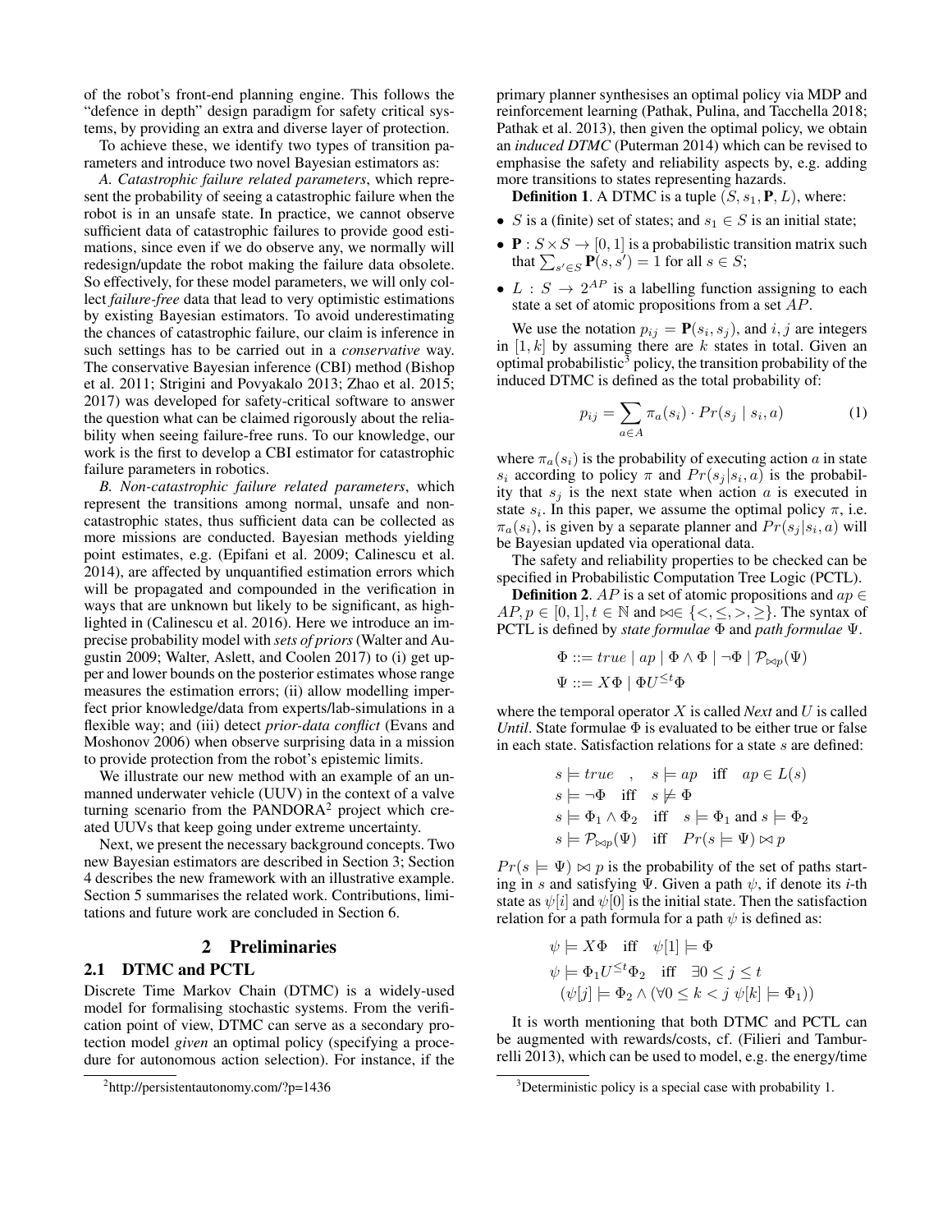of the robot's front-end planning engine. This follows the "defence in depth" design paradigm for safety critical systems, by providing an extra and diverse layer of protection.

To achieve these, we identify two types of transition parameters and introduce two novel Bayesian estimators as:

*A. Catastrophic failure related parameters*, which represent the probability of seeing a catastrophic failure when the robot is in an unsafe state. In practice, we cannot observe sufficient data of catastrophic failures to provide good estimations, since even if we do observe any, we normally will redesign/update the robot making the failure data obsolete. So effectively, for these model parameters, we will only collect *failure-free* data that lead to very optimistic estimations by existing Bayesian estimators. To avoid underestimating the chances of catastrophic failure, our claim is inference in such settings has to be carried out in a *conservative* way. The conservative Bayesian inference (CBI) method (Bishop et al. 2011; Strigini and Povyakalo 2013; Zhao et al. 2015; 2017) was developed for safety-critical software to answer the question what can be claimed rigorously about the reliability when seeing failure-free runs. To our knowledge, our work is the first to develop a CBI estimator for catastrophic failure parameters in robotics.

*B. Non-catastrophic failure related parameters*, which represent the transitions among normal, unsafe and non-catastrophic states, thus sufficient data can be collected as more missions are conducted. Bayesian methods yielding point estimates, e.g. (Epifani et al. 2009; Calinescu et al. 2014), are affected by unquantified estimation errors which will be propagated and compounded in the verification in ways that are unknown but likely to be significant, as highlighted in (Calinescu et al. 2016). Here we introduce an imprecise probability model with *sets of priors* (Walter and Augustin 2009; Walter, Aslett, and Coolen 2017) to (i) get upper and lower bounds on the posterior estimates whose range measures the estimation errors; (ii) allow modelling imperfect prior knowledge/data from experts/lab-simulations in a flexible way; and (iii) detect *prior-data conflict* (Evans and Moshonov 2006) when observe surprising data in a mission to provide protection from the robot's epistemic limits.

We illustrate our new method with an example of an unmanned underwater vehicle (UUV) in the context of a valve turning scenario from the PANDORA[2] project which created UUVs that keep going under extreme uncertainty.

Next, we present the necessary background concepts. Two new Bayesian estimators are described in Section 3; Section 4 describes the new framework with an illustrative example. Section 5 summarises the related work. Contributions, limitations and future work are concluded in Section 6.

## 2 Preliminaries

### 2.1 DTMC and PCTL

Discrete Time Markov Chain (DTMC) is a widely-used model for formalising stochastic systems. From the verification point of view, DTMC can serve as a secondary protection model *given* an optimal policy (specifying a procedure for autonomous action selection). For instance, if the primary planner synthesises an optimal policy via MDP and reinforcement learning (Pathak, Pulina, and Tacchella 2018; Pathak et al. 2013), then given the optimal policy, we obtain an *induced DTMC* (Puterman 2014) which can be revised to emphasise the safety and reliability aspects by, e.g. adding more transitions to states representing hazards.

**Definition 1**. A DTMC is a tuple $(S, s_1, \mathbf{P}, L)$, where:

- $S$ is a (finite) set of states; and $s_1 \in S$ is an initial state;
- $\mathbf{P} : S \times S \rightarrow [0, 1]$ is a probabilistic transition matrix such that $\sum_{s' \in S} \mathbf{P}(s, s') = 1$ for all $s \in S$;
- $L : S \rightarrow 2^{AP}$ is a labelling function assigning to each state a set of atomic propositions from a set $AP$.

We use the notation $p_{ij} = \mathbf{P}(s_i, s_j)$, and $i, j$ are integers in $[1, k]$ by assuming there are $k$ states in total. Given an optimal probabilistic[3] policy, the transition probability of the induced DTMC is defined as the total probability of:

$$p_{ij} = \sum_{a \in A} \pi_a(s_i) \cdot Pr(s_j \mid s_i, a) \tag{1}$$

where $\pi_a(s_i)$ is the probability of executing action $a$ in state $s_i$ according to policy $\pi$ and $Pr(s_j|s_i, a)$ is the probability that $s_j$ is the next state when action $a$ is executed in state $s_i$. In this paper, we assume the optimal policy $\pi$, i.e. $\pi_a(s_i)$, is given by a separate planner and $Pr(s_j|s_i, a)$ will be Bayesian updated via operational data.

The safety and reliability properties to be checked can be specified in Probabilistic Computation Tree Logic (PCTL).

**Definition 2**. $AP$ is a set of atomic propositions and $ap \in AP, p \in [0, 1], t \in \mathbb{N}$ and $\bowtie \in \{<, \leq, >, \geq\}$. The syntax of PCTL is defined by *state formulae* $\Phi$ and *path formulae* $\Psi$.

$$\Phi ::= true \mid ap \mid \Phi \wedge \Phi \mid \neg\Phi \mid \mathcal{P}_{\bowtie p}(\Psi)$$
$$\Psi ::= X\Phi \mid \Phi U^{\leq t}\Phi$$

where the temporal operator $X$ is called *Next* and $U$ is called *Until*. State formulae $\Phi$ is evaluated to be either true or false in each state. Satisfaction relations for a state $s$ are defined:

$$s \models true \quad , \quad s \models ap \quad \text{iff} \quad ap \in L(s)$$
$$s \models \neg\Phi \quad \text{iff} \quad s \not\models \Phi$$
$$s \models \Phi_1 \wedge \Phi_2 \quad \text{iff} \quad s \models \Phi_1 \text{ and } s \models \Phi_2$$
$$s \models \mathcal{P}_{\bowtie p}(\Psi) \quad \text{iff} \quad Pr(s \models \Psi) \bowtie p$$

$Pr(s \models \Psi) \bowtie p$ is the probability of the set of paths starting in $s$ and satisfying $\Psi$. Given a path $\psi$, if denote its *i*-th state as $\psi[i]$ and $\psi[0]$ is the initial state. Then the satisfaction relation for a path formula for a path $\psi$ is defined as:

$$\psi \models X\Phi \quad \text{iff} \quad \psi[1] \models \Phi$$
$$\psi \models \Phi_1 U^{\leq t}\Phi_2 \quad \text{iff} \quad \exists 0 \leq j \leq t$$
$$(\psi[j] \models \Phi_2 \wedge (\forall 0 \leq k < j \; \psi[k] \models \Phi_1))$$

It is worth mentioning that both DTMC and PCTL can be augmented with rewards/costs, cf. (Filieri and Tamburrelli 2013), which can be used to model, e.g. the energy/time

[2] http://persistentautonomy.com/?p=1436

[3] Deterministic policy is a special case with probability 1.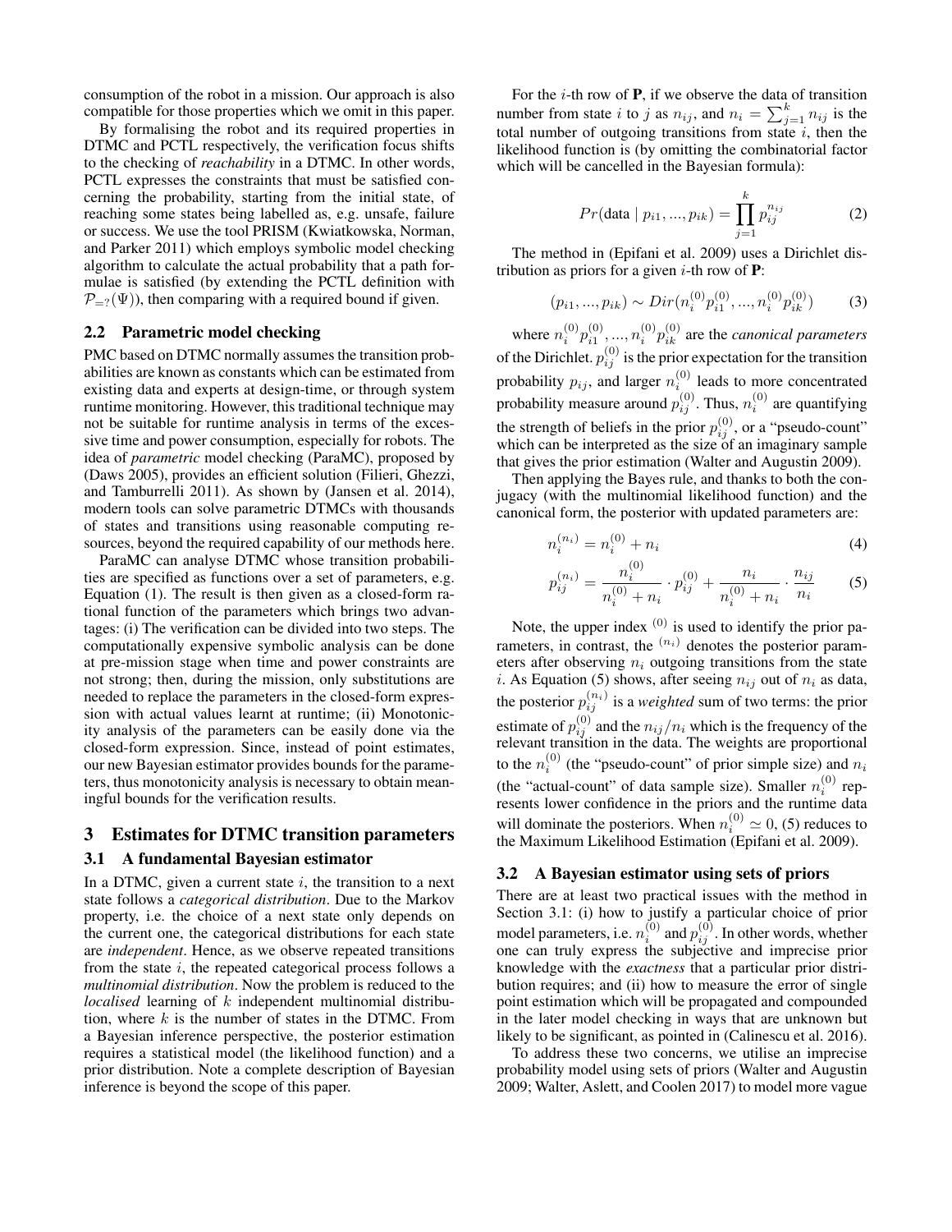consumption of the robot in a mission. Our approach is also compatible for those properties which we omit in this paper.

By formalising the robot and its required properties in DTMC and PCTL respectively, the verification focus shifts to the checking of *reachability* in a DTMC. In other words, PCTL expresses the constraints that must be satisfied concerning the probability, starting from the initial state, of reaching some states being labelled as, e.g. unsafe, failure or success. We use the tool PRISM (Kwiatkowska, Norman, and Parker 2011) which employs symbolic model checking algorithm to calculate the actual probability that a path formulae is satisfied (by extending the PCTL definition with $\mathcal{P}_{=?}(\Psi)$), then comparing with a required bound if given.

### 2.2 Parametric model checking

PMC based on DTMC normally assumes the transition probabilities are known as constants which can be estimated from existing data and experts at design-time, or through system runtime monitoring. However, this traditional technique may not be suitable for runtime analysis in terms of the excessive time and power consumption, especially for robots. The idea of *parametric* model checking (ParaMC), proposed by (Daws 2005), provides an efficient solution (Filieri, Ghezzi, and Tamburrelli 2011). As shown by (Jansen et al. 2014), modern tools can solve parametric DTMCs with thousands of states and transitions using reasonable computing resources, beyond the required capability of our methods here.

ParaMC can analyse DTMC whose transition probabilities are specified as functions over a set of parameters, e.g. Equation (1). The result is then given as a closed-form rational function of the parameters which brings two advantages: (i) The verification can be divided into two steps. The computationally expensive symbolic analysis can be done at pre-mission stage when time and power constraints are not strong; then, during the mission, only substitutions are needed to replace the parameters in the closed-form expression with actual values learnt at runtime; (ii) Monotonicity analysis of the parameters can be easily done via the closed-form expression. Since, instead of point estimates, our new Bayesian estimator provides bounds for the parameters, thus monotonicity analysis is necessary to obtain meaningful bounds for the verification results.

## 3 Estimates for DTMC transition parameters

### 3.1 A fundamental Bayesian estimator

In a DTMC, given a current state $i$, the transition to a next state follows a *categorical distribution*. Due to the Markov property, i.e. the choice of a next state only depends on the current one, the categorical distributions for each state are *independent*. Hence, as we observe repeated transitions from the state $i$, the repeated categorical process follows a *multinomial distribution*. Now the problem is reduced to the *localised* learning of $k$ independent multinomial distribution, where $k$ is the number of states in the DTMC. From a Bayesian inference perspective, the posterior estimation requires a statistical model (the likelihood function) and a prior distribution. Note a complete description of Bayesian inference is beyond the scope of this paper.

For the $i$-th row of $\mathbf{P}$, if we observe the data of transition number from state $i$ to $j$ as $n_{ij}$, and $n_i = \sum_{j=1}^{k} n_{ij}$ is the total number of outgoing transitions from state $i$, then the likelihood function is (by omitting the combinatorial factor which will be cancelled in the Bayesian formula):

$$Pr(\text{data} \mid p_{i1}, ..., p_{ik}) = \prod_{j=1}^{k} p_{ij}^{n_{ij}} \tag{2}$$

The method in (Epifani et al. 2009) uses a Dirichlet distribution as priors for a given $i$-th row of $\mathbf{P}$:

$$(p_{i1}, ..., p_{ik}) \sim Dir(n_i^{(0)} p_{i1}^{(0)}, ..., n_i^{(0)} p_{ik}^{(0)}) \tag{3}$$

where $n_i^{(0)} p_{i1}^{(0)}, ..., n_i^{(0)} p_{ik}^{(0)}$ are the *canonical parameters* of the Dirichlet. $p_{ij}^{(0)}$ is the prior expectation for the transition probability $p_{ij}$, and larger $n_i^{(0)}$ leads to more concentrated probability measure around $p_{ij}^{(0)}$. Thus, $n_i^{(0)}$ are quantifying the strength of beliefs in the prior $p_{ij}^{(0)}$, or a "pseudo-count" which can be interpreted as the size of an imaginary sample that gives the prior estimation (Walter and Augustin 2009).

Then applying the Bayes rule, and thanks to both the conjugacy (with the multinomial likelihood function) and the canonical form, the posterior with updated parameters are:

$$n_i^{(n_i)} = n_i^{(0)} + n_i \tag{4}$$

$$p_{ij}^{(n_i)} = \frac{n_i^{(0)}}{n_i^{(0)} + n_i} \cdot p_{ij}^{(0)} + \frac{n_i}{n_i^{(0)} + n_i} \cdot \frac{n_{ij}}{n_i} \tag{5}$$

Note, the upper index $^{(0)}$ is used to identify the prior parameters, in contrast, the $^{(n_i)}$ denotes the posterior parameters after observing $n_i$ outgoing transitions from the state $i$. As Equation (5) shows, after seeing $n_{ij}$ out of $n_i$ as data, the posterior $p_{ij}^{(n_i)}$ is a *weighted* sum of two terms: the prior estimate of $p_{ij}^{(0)}$ and the $n_{ij}/n_i$ which is the frequency of the relevant transition in the data. The weights are proportional to the $n_i^{(0)}$ (the "pseudo-count" of prior simple size) and $n_i$ (the "actual-count" of data sample size). Smaller $n_i^{(0)}$ represents lower confidence in the priors and the runtime data will dominate the posteriors. When $n_i^{(0)} \simeq 0$, (5) reduces to the Maximum Likelihood Estimation (Epifani et al. 2009).

### 3.2 A Bayesian estimator using sets of priors

There are at least two practical issues with the method in Section 3.1: (i) how to justify a particular choice of prior model parameters, i.e. $n_i^{(0)}$ and $p_{ij}^{(0)}$. In other words, whether one can truly express the subjective and imprecise prior knowledge with the *exactness* that a particular prior distribution requires; and (ii) how to measure the error of single point estimation which will be propagated and compounded in the later model checking in ways that are unknown but likely to be significant, as pointed in (Calinescu et al. 2016).

To address these two concerns, we utilise an imprecise probability model using sets of priors (Walter and Augustin 2009; Walter, Aslett, and Coolen 2017) to model more vague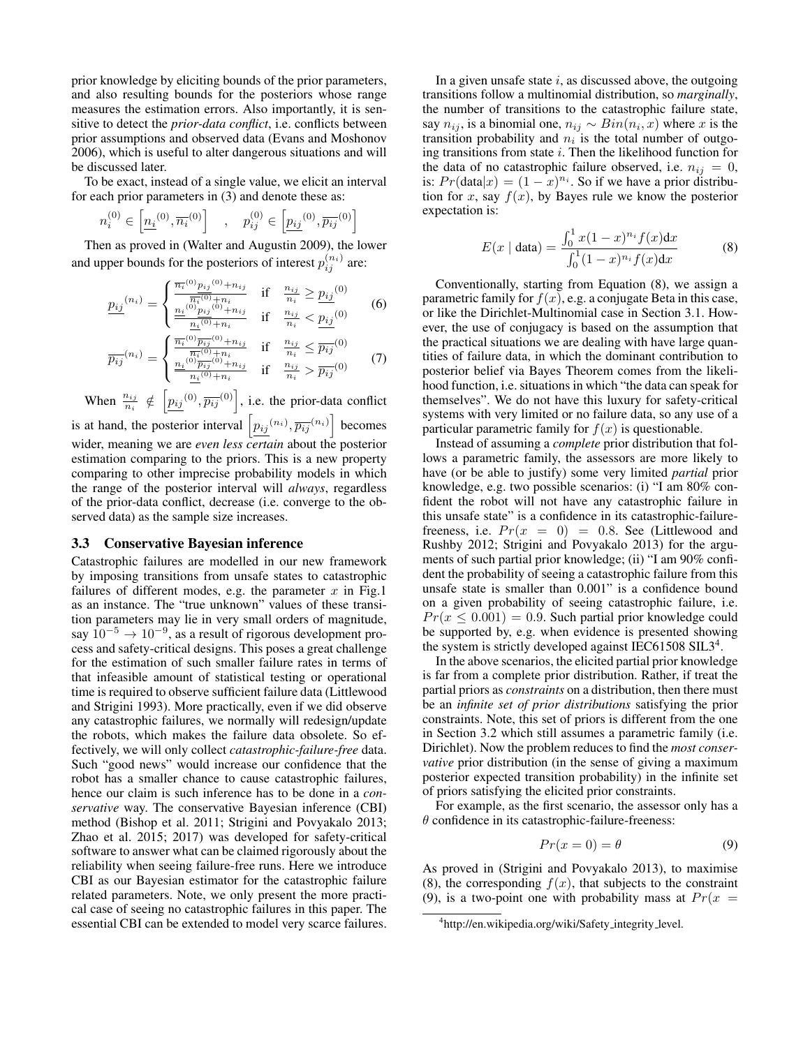prior knowledge by eliciting bounds of the prior parameters, and also resulting bounds for the posteriors whose range measures the estimation errors. Also importantly, it is sensitive to detect the *prior-data conflict*, i.e. conflicts between prior assumptions and observed data (Evans and Moshonov 2006), which is useful to alter dangerous situations and will be discussed later.

To be exact, instead of a single value, we elicit an interval for each prior parameters in (3) and denote these as:

$$n_i^{(0)} \in \left[\underline{n_i}^{(0)}, \overline{n_i}^{(0)}\right] \quad , \quad p_{ij}^{(0)} \in \left[\underline{p_{ij}}^{(0)}, \overline{p_{ij}}^{(0)}\right]$$

Then as proved in (Walter and Augustin 2009), the lower and upper bounds for the posteriors of interest $p_{ij}^{(n_i)}$ are:

$$\underline{p_{ij}}^{(n_i)} = \begin{cases} \frac{\overline{n_i}^{(0)}\underline{p_{ij}}^{(0)} + n_{ij}}{\overline{n_i}^{(0)} + n_i} & \text{if} \quad \frac{n_{ij}}{n_i} \geq \underline{p_{ij}}^{(0)} \\ \frac{\underline{n_i}^{(0)}\underline{p_{ij}}^{(0)} + n_{ij}}{\underline{n_i}^{(0)} + n_i} & \text{if} \quad \frac{n_{ij}}{n_i} < \underline{p_{ij}}^{(0)} \end{cases} \tag{6}$$

$$\overline{p_{ij}}^{(n_i)} = \begin{cases} \frac{\overline{n_i}^{(0)}\overline{p_{ij}}^{(0)} + n_{ij}}{\overline{n_i}^{(0)} + n_i} & \text{if} \quad \frac{n_{ij}}{n_i} \leq \overline{p_{ij}}^{(0)} \\ \frac{\underline{n_i}^{(0)}\overline{p_{ij}}^{(0)} + n_{ij}}{\underline{n_i}^{(0)} + n_i} & \text{if} \quad \frac{n_{ij}}{n_i} > \overline{p_{ij}}^{(0)} \end{cases} \tag{7}$$

When $\frac{n_{ij}}{n_i} \notin \left[\underline{p_{ij}}^{(0)}, \overline{p_{ij}}^{(0)}\right]$, i.e. the prior-data conflict is at hand, the posterior interval $\left[\underline{p_{ij}}^{(n_i)}, \overline{p_{ij}}^{(n_i)}\right]$ becomes wider, meaning we are *even less certain* about the posterior estimation comparing to the priors. This is a new property comparing to other imprecise probability models in which the range of the posterior interval will *always*, regardless of the prior-data conflict, decrease (i.e. converge to the observed data) as the sample size increases.

### 3.3 Conservative Bayesian inference

Catastrophic failures are modelled in our new framework by imposing transitions from unsafe states to catastrophic failures of different modes, e.g. the parameter $x$ in Fig.1 as an instance. The "true unknown" values of these transition parameters may lie in very small orders of magnitude, say $10^{-5} \rightarrow 10^{-9}$, as a result of rigorous development process and safety-critical designs. This poses a great challenge for the estimation of such smaller failure rates in terms of that infeasible amount of statistical testing or operational time is required to observe sufficient failure data (Littlewood and Strigini 1993). More practically, even if we did observe any catastrophic failures, we normally will redesign/update the robots, which makes the failure data obsolete. So effectively, we will only collect *catastrophic-failure-free* data. Such "good news" would increase our confidence that the robot has a smaller chance to cause catastrophic failures, hence our claim is such inference has to be done in a *conservative* way. The conservative Bayesian inference (CBI) method (Bishop et al. 2011; Strigini and Povyakalo 2013; Zhao et al. 2015; 2017) was developed for safety-critical software to answer what can be claimed rigorously about the reliability when seeing failure-free runs. Here we introduce CBI as our Bayesian estimator for the catastrophic failure related parameters. Note, we only present the more practical case of seeing no catastrophic failures in this paper. The essential CBI can be extended to model very scarce failures.

In a given unsafe state $i$, as discussed above, the outgoing transitions follow a multinomial distribution, so *marginally*, the number of transitions to the catastrophic failure state, say $n_{ij}$, is a binomial one, $n_{ij} \sim Bin(n_i, x)$ where $x$ is the transition probability and $n_i$ is the total number of outgoing transitions from state $i$. Then the likelihood function for the data of no catastrophic failure observed, i.e. $n_{ij} = 0$, is: $Pr(\text{data}|x) = (1-x)^{n_i}$. So if we have a prior distribution for $x$, say $f(x)$, by Bayes rule we know the posterior expectation is:

$$E(x \mid \text{data}) = \frac{\int_0^1 x(1-x)^{n_i} f(x) \mathrm{d}x}{\int_0^1 (1-x)^{n_i} f(x) \mathrm{d}x} \tag{8}$$

Conventionally, starting from Equation (8), we assign a parametric family for $f(x)$, e.g. a conjugate Beta in this case, or like the Dirichlet-Multinomial case in Section 3.1. However, the use of conjugacy is based on the assumption that the practical situations we are dealing with have large quantities of failure data, in which the dominant contribution to posterior belief via Bayes Theorem comes from the likelihood function, i.e. situations in which "the data can speak for themselves". We do not have this luxury for safety-critical systems with very limited or no failure data, so any use of a particular parametric family for $f(x)$ is questionable.

Instead of assuming a *complete* prior distribution that follows a parametric family, the assessors are more likely to have (or be able to justify) some very limited *partial* prior knowledge, e.g. two possible scenarios: (i) "I am 80% confident the robot will not have any catastrophic failure in this unsafe state" is a confidence in its catastrophic-failure-freeness, i.e. $Pr(x = 0) = 0.8$. See (Littlewood and Rushby 2012; Strigini and Povyakalo 2013) for the arguments of such partial prior knowledge; (ii) "I am 90% confident the probability of seeing a catastrophic failure from this unsafe state is smaller than 0.001" is a confidence bound on a given probability of seeing catastrophic failure, i.e. $Pr(x \leq 0.001) = 0.9$. Such partial prior knowledge could be supported by, e.g. when evidence is presented showing the system is strictly developed against IEC61508 SIL3[4].

In the above scenarios, the elicited partial prior knowledge is far from a complete prior distribution. Rather, if treat the partial priors as *constraints* on a distribution, then there must be an *infinite set of prior distributions* satisfying the prior constraints. Note, this set of priors is different from the one in Section 3.2 which still assumes a parametric family (i.e. Dirichlet). Now the problem reduces to find the *most conservative* prior distribution (in the sense of giving a maximum posterior expected transition probability) in the infinite set of priors satisfying the elicited prior constraints.

For example, as the first scenario, the assessor only has a $\theta$ confidence in its catastrophic-failure-freeness:

$$Pr(x = 0) = \theta \tag{9}$$

As proved in (Strigini and Povyakalo 2013), to maximise (8), the corresponding $f(x)$, that subjects to the constraint (9), is a two-point one with probability mass at $Pr(x =$

[4] http://en.wikipedia.org/wiki/Safety_integrity_level.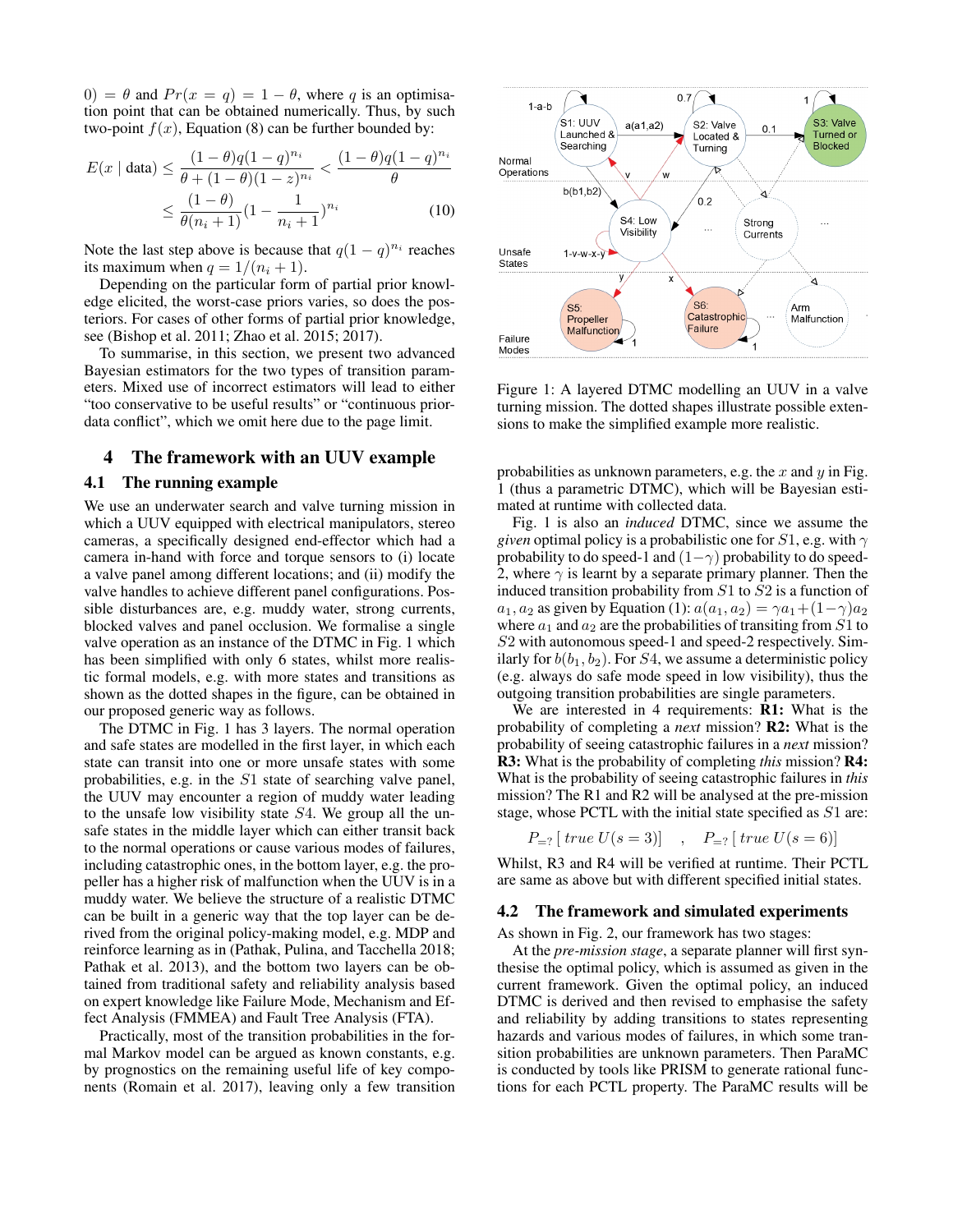0) $= \theta$ and $Pr(x = q) = 1 - \theta$, where $q$ is an optimisation point that can be obtained numerically. Thus, by such two-point $f(x)$, Equation (8) can be further bounded by:

$$E(x \mid \text{data}) \leq \frac{(1-\theta)q(1-q)^{n_i}}{\theta + (1-\theta)(1-z)^{n_i}} < \frac{(1-\theta)q(1-q)^{n_i}}{\theta}$$
$$\leq \frac{(1-\theta)}{\theta(n_i+1)}(1-\frac{1}{n_i+1})^{n_i} \quad (10)$$

Note the last step above is because that $q(1-q)^{n_i}$ reaches its maximum when $q = 1/(n_i + 1)$.

Depending on the particular form of partial prior knowledge elicited, the worst-case priors varies, so does the posteriors. For cases of other forms of partial prior knowledge, see (Bishop et al. 2011; Zhao et al. 2015; 2017).

To summarise, in this section, we present two advanced Bayesian estimators for the two types of transition parameters. Mixed use of incorrect estimators will lead to either "too conservative to be useful results" or "continuous prior-data conflict", which we omit here due to the page limit.

## 4 The framework with an UUV example

### 4.1 The running example

We use an underwater search and valve turning mission in which a UUV equipped with electrical manipulators, stereo cameras, a specifically designed end-effector which had a camera in-hand with force and torque sensors to (i) locate a valve panel among different locations; and (ii) modify the valve handles to achieve different panel configurations. Possible disturbances are, e.g. muddy water, strong currents, blocked valves and panel occlusion. We formalise a single valve operation as an instance of the DTMC in Fig. 1 which has been simplified with only 6 states, whilst more realistic formal models, e.g. with more states and transitions as shown as the dotted shapes in the figure, can be obtained in our proposed generic way as follows.

The DTMC in Fig. 1 has 3 layers. The normal operation and safe states are modelled in the first layer, in which each state can transit into one or more unsafe states with some probabilities, e.g. in the $S1$ state of searching valve panel, the UUV may encounter a region of muddy water leading to the unsafe low visibility state $S4$. We group all the unsafe states in the middle layer which can either transit back to the normal operations or cause various modes of failures, including catastrophic ones, in the bottom layer, e.g. the propeller has a higher risk of malfunction when the UUV is in a muddy water. We believe the structure of a realistic DTMC can be built in a generic way that the top layer can be derived from the original policy-making model, e.g. MDP and reinforce learning as in (Pathak, Pulina, and Tacchella 2018; Pathak et al. 2013), and the bottom two layers can be obtained from traditional safety and reliability analysis based on expert knowledge like Failure Mode, Mechanism and Effect Analysis (FMMEA) and Fault Tree Analysis (FTA).

Practically, most of the transition probabilities in the formal Markov model can be argued as known constants, e.g. by prognostics on the remaining useful life of key components (Romain et al. 2017), leaving only a few transition

Figure 1: A layered DTMC modelling an UUV in a valve turning mission. The dotted shapes illustrate possible extensions to make the simplified example more realistic.

probabilities as unknown parameters, e.g. the $x$ and $y$ in Fig. 1 (thus a parametric DTMC), which will be Bayesian estimated at runtime with collected data.

Fig. 1 is also an *induced* DTMC, since we assume the *given* optimal policy is a probabilistic one for $S1$, e.g. with $\gamma$ probability to do speed-1 and $(1-\gamma)$ probability to do speed-2, where $\gamma$ is learnt by a separate primary planner. Then the induced transition probability from $S1$ to $S2$ is a function of $a_1, a_2$ as given by Equation (1): $a(a_1, a_2) = \gamma a_1 + (1-\gamma)a_2$ where $a_1$ and $a_2$ are the probabilities of transiting from $S1$ to $S2$ with autonomous speed-1 and speed-2 respectively. Similarly for $b(b_1, b_2)$. For $S4$, we assume a deterministic policy (e.g. always do safe mode speed in low visibility), thus the outgoing transition probabilities are single parameters.

We are interested in 4 requirements: **R1:** What is the probability of completing a *next* mission? **R2:** What is the probability of seeing catastrophic failures in a *next* mission? **R3:** What is the probability of completing *this* mission? **R4:** What is the probability of seeing catastrophic failures in *this* mission? The R1 and R2 will be analysed at the pre-mission stage, whose PCTL with the initial state specified as $S1$ are:

$$P_{=?}\,[\,true\ U(s=3)] \quad , \quad P_{=?}\,[\,true\ U(s=6)]$$

Whilst, R3 and R4 will be verified at runtime. Their PCTL are same as above but with different specified initial states.

### 4.2 The framework and simulated experiments

As shown in Fig. 2, our framework has two stages:

At the *pre-mission stage*, a separate planner will first synthesise the optimal policy, which is assumed as given in the current framework. Given the optimal policy, an induced DTMC is derived and then revised to emphasise the safety and reliability by adding transitions to states representing hazards and various modes of failures, in which some transition probabilities are unknown parameters. Then ParaMC is conducted by tools like PRISM to generate rational functions for each PCTL property. The ParaMC results will be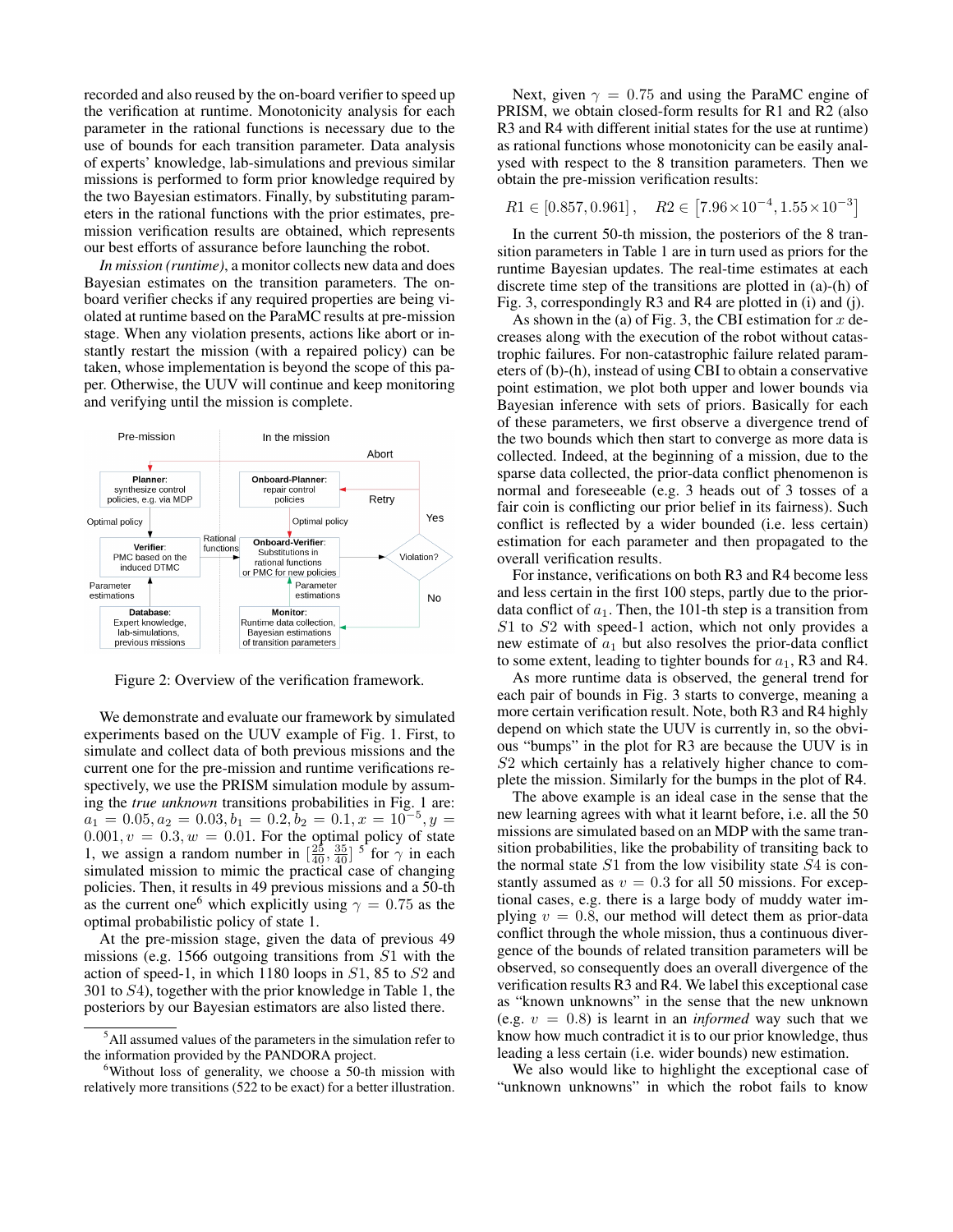recorded and also reused by the on-board verifier to speed up the verification at runtime. Monotonicity analysis for each parameter in the rational functions is necessary due to the use of bounds for each transition parameter. Data analysis of experts' knowledge, lab-simulations and previous similar missions is performed to form prior knowledge required by the two Bayesian estimators. Finally, by substituting parameters in the rational functions with the prior estimates, pre-mission verification results are obtained, which represents our best efforts of assurance before launching the robot.

*In mission (runtime)*, a monitor collects new data and does Bayesian estimates on the transition parameters. The on-board verifier checks if any required properties are being violated at runtime based on the ParaMC results at pre-mission stage. When any violation presents, actions like abort or instantly restart the mission (with a repaired policy) can be taken, whose implementation is beyond the scope of this paper. Otherwise, the UUV will continue and keep monitoring and verifying until the mission is complete.

Figure 2: Overview of the verification framework.

We demonstrate and evaluate our framework by simulated experiments based on the UUV example of Fig. 1. First, to simulate and collect data of both previous missions and the current one for the pre-mission and runtime verifications respectively, we use the PRISM simulation module by assuming the *true unknown* transitions probabilities in Fig. 1 are: $a_1 = 0.05, a_2 = 0.03, b_1 = 0.2, b_2 = 0.1, x = 10^{-5}, y = 0.001, v = 0.3, w = 0.01$. For the optimal policy of state 1, we assign a random number in $[\frac{25}{40}, \frac{35}{40}]$ [5] for $\gamma$ in each simulated mission to mimic the practical case of changing policies. Then, it results in 49 previous missions and a 50-th as the current one[6] which explicitly using $\gamma = 0.75$ as the optimal probabilistic policy of state 1.

At the pre-mission stage, given the data of previous 49 missions (e.g. 1566 outgoing transitions from $S1$ with the action of speed-1, in which 1180 loops in $S1$, 85 to $S2$ and 301 to $S4$), together with the prior knowledge in Table 1, the posteriors by our Bayesian estimators are also listed there.

[5] All assumed values of the parameters in the simulation refer to the information provided by the PANDORA project.

[6] Without loss of generality, we choose a 50-th mission with relatively more transitions (522 to be exact) for a better illustration.

Next, given $\gamma = 0.75$ and using the ParaMC engine of PRISM, we obtain closed-form results for R1 and R2 (also R3 and R4 with different initial states for the use at runtime) as rational functions whose monotonicity can be easily analysed with respect to the 8 transition parameters. Then we obtain the pre-mission verification results:

$$R1 \in [0.857, 0.961], \quad R2 \in \left[7.96 \times 10^{-4}, 1.55 \times 10^{-3}\right]$$

In the current 50-th mission, the posteriors of the 8 transition parameters in Table 1 are in turn used as priors for the runtime Bayesian updates. The real-time estimates at each discrete time step of the transitions are plotted in (a)-(h) of Fig. 3, correspondingly R3 and R4 are plotted in (i) and (j).

As shown in the (a) of Fig. 3, the CBI estimation for $x$ decreases along with the execution of the robot without catastrophic failures. For non-catastrophic failure related parameters of (b)-(h), instead of using CBI to obtain a conservative point estimation, we plot both upper and lower bounds via Bayesian inference with sets of priors. Basically for each of these parameters, we first observe a divergence trend of the two bounds which then start to converge as more data is collected. Indeed, at the beginning of a mission, due to the sparse data collected, the prior-data conflict phenomenon is normal and foreseeable (e.g. 3 heads out of 3 tosses of a fair coin is conflicting our prior belief in its fairness). Such conflict is reflected by a wider bounded (i.e. less certain) estimation for each parameter and then propagated to the overall verification results.

For instance, verifications on both R3 and R4 become less and less certain in the first 100 steps, partly due to the prior-data conflict of $a_1$. Then, the 101-th step is a transition from $S1$ to $S2$ with speed-1 action, which not only provides a new estimate of $a_1$ but also resolves the prior-data conflict to some extent, leading to tighter bounds for $a_1$, R3 and R4.

As more runtime data is observed, the general trend for each pair of bounds in Fig. 3 starts to converge, meaning a more certain verification result. Note, both R3 and R4 highly depend on which state the UUV is currently in, so the obvious "bumps" in the plot for R3 are because the UUV is in $S2$ which certainly has a relatively higher chance to complete the mission. Similarly for the bumps in the plot of R4.

The above example is an ideal case in the sense that the new learning agrees with what it learnt before, i.e. all the 50 missions are simulated based on an MDP with the same transition probabilities, like the probability of transiting back to the normal state $S1$ from the low visibility state $S4$ is constantly assumed as $v = 0.3$ for all 50 missions. For exceptional cases, e.g. there is a large body of muddy water implying $v = 0.8$, our method will detect them as prior-data conflict through the whole mission, thus a continuous divergence of the bounds of related transition parameters will be observed, so consequently does an overall divergence of the verification results R3 and R4. We label this exceptional case as "known unknowns" in the sense that the new unknown (e.g. $v = 0.8$) is learnt in an *informed* way such that we know how much contradict it is to our prior knowledge, thus leading a less certain (i.e. wider bounds) new estimation.

We also would like to highlight the exceptional case of "unknown unknowns" in which the robot fails to know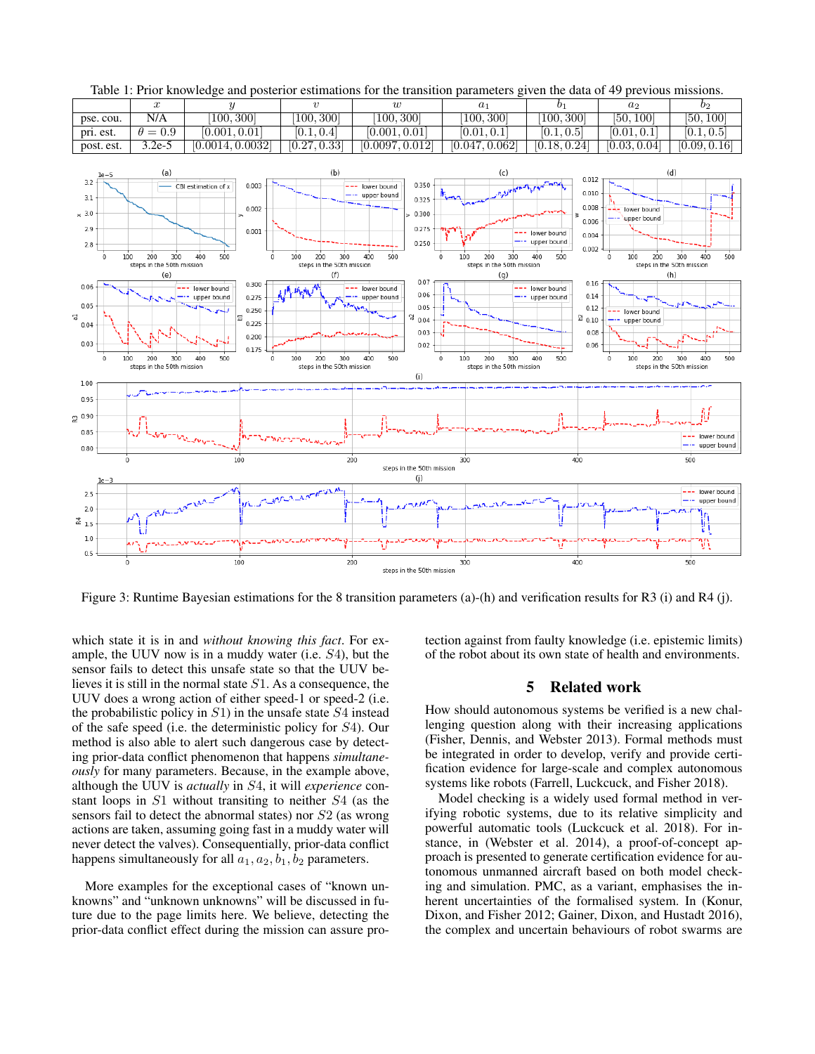Table 1: Prior knowledge and posterior estimations for the transition parameters given the data of 49 previous missions.

| | $x$ | $y$ | $v$ | $w$ | $a_1$ | $b_1$ | $a_2$ | $b_2$ |
|---|---|---|---|---|---|---|---|---|
| pse. cou. | N/A | [100, 300] | [100, 300] | [100, 300] | [100, 300] | [100, 300] | [50, 100] | [50, 100] |
| pri. est. | $\theta = 0.9$ | [0.001, 0.01] | [0.1, 0.4] | [0.001, 0.01] | [0.01, 0.1] | [0.1, 0.5] | [0.01, 0.1] | [0.1, 0.5] |
| post. est. | 3.2e-5 | [0.0014, 0.0032] | [0.27, 0.33] | [0.0097, 0.012] | [0.047, 0.062] | [0.18, 0.24] | [0.03, 0.04] | [0.09, 0.16] |

Figure 3: Runtime Bayesian estimations for the 8 transition parameters (a)-(h) and verification results for R3 (i) and R4 (j).

which state it is in and *without knowing this fact*. For example, the UUV now is in a muddy water (i.e. $S4$), but the sensor fails to detect this unsafe state so that the UUV believes it is still in the normal state $S1$. As a consequence, the UUV does a wrong action of either speed-1 or speed-2 (i.e. the probabilistic policy in $S1$) in the unsafe state $S4$ instead of the safe speed (i.e. the deterministic policy for $S4$). Our method is also able to alert such dangerous case by detecting prior-data conflict phenomenon that happens *simultaneously* for many parameters. Because, in the example above, although the UUV is *actually* in $S4$, it will *experience* constant loops in $S1$ without transiting to neither $S4$ (as the sensors fail to detect the abnormal states) nor $S2$ (as wrong actions are taken, assuming going fast in a muddy water will never detect the valves). Consequentially, prior-data conflict happens simultaneously for all $a_1, a_2, b_1, b_2$ parameters.

More examples for the exceptional cases of "known unknowns" and "unknown unknowns" will be discussed in future due to the page limits here. We believe, detecting the prior-data conflict effect during the mission can assure protection against from faulty knowledge (i.e. epistemic limits) of the robot about its own state of health and environments.

## 5 Related work

How should autonomous systems be verified is a new challenging question along with their increasing applications (Fisher, Dennis, and Webster 2013). Formal methods must be integrated in order to develop, verify and provide certification evidence for large-scale and complex autonomous systems like robots (Farrell, Luckcuck, and Fisher 2018).

Model checking is a widely used formal method in verifying robotic systems, due to its relative simplicity and powerful automatic tools (Luckcuck et al. 2018). For instance, in (Webster et al. 2014), a proof-of-concept approach is presented to generate certification evidence for autonomous unmanned aircraft based on both model checking and simulation. PMC, as a variant, emphasises the inherent uncertainties of the formalised system. In (Konur, Dixon, and Fisher 2012; Gainer, Dixon, and Hustadt 2016), the complex and uncertain behaviours of robot swarms are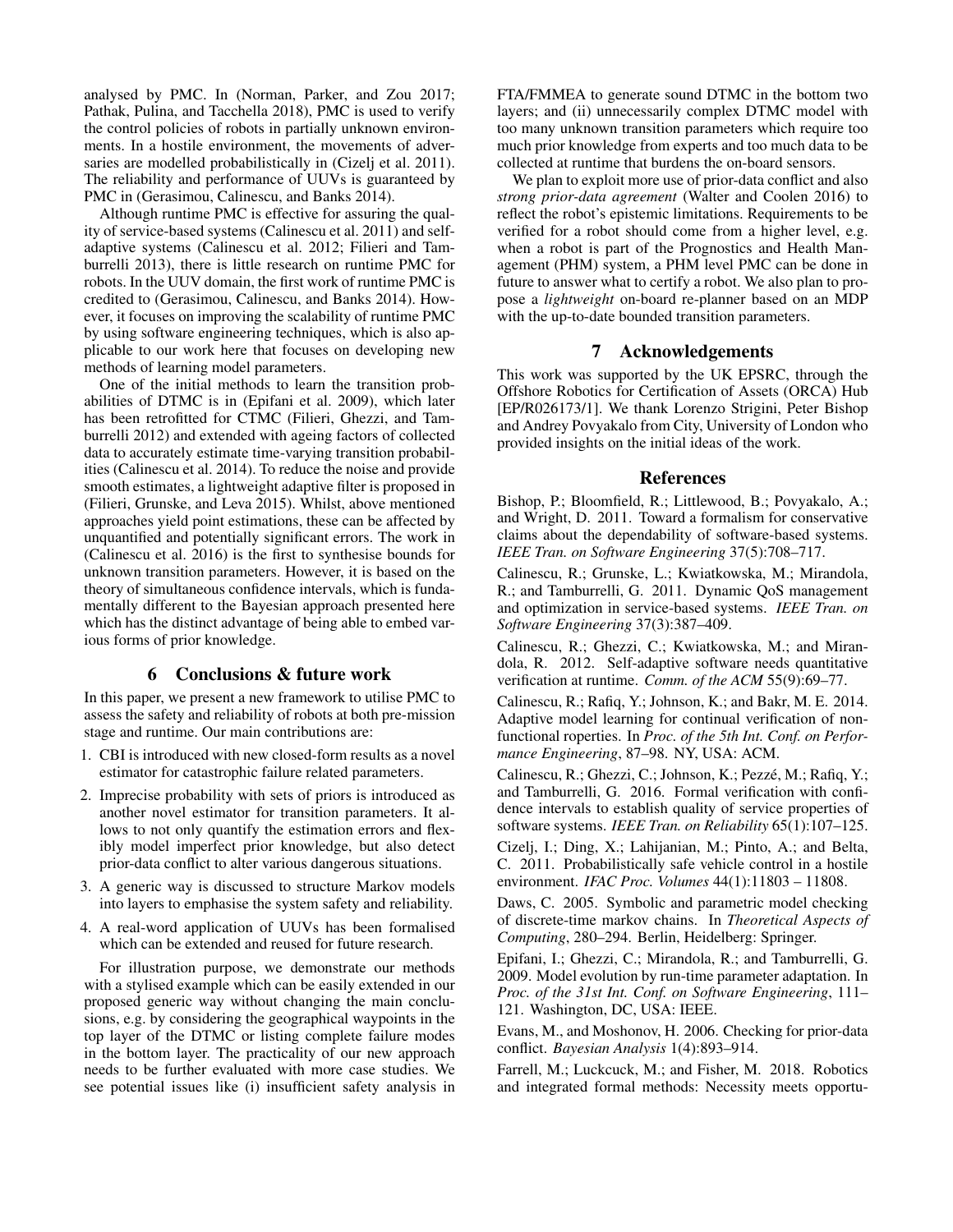analysed by PMC. In (Norman, Parker, and Zou 2017; Pathak, Pulina, and Tacchella 2018), PMC is used to verify the control policies of robots in partially unknown environments. In a hostile environment, the movements of adversaries are modelled probabilistically in (Cizelj et al. 2011). The reliability and performance of UUVs is guaranteed by PMC in (Gerasimou, Calinescu, and Banks 2014).

Although runtime PMC is effective for assuring the quality of service-based systems (Calinescu et al. 2011) and self-adaptive systems (Calinescu et al. 2012; Filieri and Tamburrelli 2013), there is little research on runtime PMC for robots. In the UUV domain, the first work of runtime PMC is credited to (Gerasimou, Calinescu, and Banks 2014). However, it focuses on improving the scalability of runtime PMC by using software engineering techniques, which is also applicable to our work here that focuses on developing new methods of learning model parameters.

One of the initial methods to learn the transition probabilities of DTMC is in (Epifani et al. 2009), which later has been retrofitted for CTMC (Filieri, Ghezzi, and Tamburrelli 2012) and extended with ageing factors of collected data to accurately estimate time-varying transition probabilities (Calinescu et al. 2014). To reduce the noise and provide smooth estimates, a lightweight adaptive filter is proposed in (Filieri, Grunske, and Leva 2015). Whilst, above mentioned approaches yield point estimations, these can be affected by unquantified and potentially significant errors. The work in (Calinescu et al. 2016) is the first to synthesise bounds for unknown transition parameters. However, it is based on the theory of simultaneous confidence intervals, which is fundamentally different to the Bayesian approach presented here which has the distinct advantage of being able to embed various forms of prior knowledge.

## 6 Conclusions & future work

In this paper, we present a new framework to utilise PMC to assess the safety and reliability of robots at both pre-mission stage and runtime. Our main contributions are:

1. CBI is introduced with new closed-form results as a novel estimator for catastrophic failure related parameters.
2. Imprecise probability with sets of priors is introduced as another novel estimator for transition parameters. It allows to not only quantify the estimation errors and flexibly model imperfect prior knowledge, but also detect prior-data conflict to alter various dangerous situations.
3. A generic way is discussed to structure Markov models into layers to emphasise the system safety and reliability.
4. A real-word application of UUVs has been formalised which can be extended and reused for future research.

For illustration purpose, we demonstrate our methods with a stylised example which can be easily extended in our proposed generic way without changing the main conclusions, e.g. by considering the geographical waypoints in the top layer of the DTMC or listing complete failure modes in the bottom layer. The practicality of our new approach needs to be further evaluated with more case studies. We see potential issues like (i) insufficient safety analysis in FTA/FMMEA to generate sound DTMC in the bottom two layers; and (ii) unnecessarily complex DTMC model with too many unknown transition parameters which require too much prior knowledge from experts and too much data to be collected at runtime that burdens the on-board sensors.

We plan to exploit more use of prior-data conflict and also *strong prior-data agreement* (Walter and Coolen 2016) to reflect the robot's epistemic limitations. Requirements to be verified for a robot should come from a higher level, e.g. when a robot is part of the Prognostics and Health Management (PHM) system, a PHM level PMC can be done in future to answer what to certify a robot. We also plan to propose a *lightweight* on-board re-planner based on an MDP with the up-to-date bounded transition parameters.

## 7 Acknowledgements

This work was supported by the UK EPSRC, through the Offshore Robotics for Certification of Assets (ORCA) Hub [EP/R026173/1]. We thank Lorenzo Strigini, Peter Bishop and Andrey Povyakalo from City, University of London who provided insights on the initial ideas of the work.

## References

Bishop, P.; Bloomfield, R.; Littlewood, B.; Povyakalo, A.; and Wright, D. 2011. Toward a formalism for conservative claims about the dependability of software-based systems. *IEEE Tran. on Software Engineering* 37(5):708–717.

Calinescu, R.; Grunske, L.; Kwiatkowska, M.; Mirandola, R.; and Tamburrelli, G. 2011. Dynamic QoS management and optimization in service-based systems. *IEEE Tran. on Software Engineering* 37(3):387–409.

Calinescu, R.; Ghezzi, C.; Kwiatkowska, M.; and Mirandola, R. 2012. Self-adaptive software needs quantitative verification at runtime. *Comm. of the ACM* 55(9):69–77.

Calinescu, R.; Rafiq, Y.; Johnson, K.; and Bakr, M. E. 2014. Adaptive model learning for continual verification of non-functional roperties. In *Proc. of the 5th Int. Conf. on Performance Engineering*, 87–98. NY, USA: ACM.

Calinescu, R.; Ghezzi, C.; Johnson, K.; Pezzé, M.; Rafiq, Y.; and Tamburrelli, G. 2016. Formal verification with confidence intervals to establish quality of service properties of software systems. *IEEE Tran. on Reliability* 65(1):107–125.

Cizelj, I.; Ding, X.; Lahijanian, M.; Pinto, A.; and Belta, C. 2011. Probabilistically safe vehicle control in a hostile environment. *IFAC Proc. Volumes* 44(1):11803 – 11808.

Daws, C. 2005. Symbolic and parametric model checking of discrete-time markov chains. In *Theoretical Aspects of Computing*, 280–294. Berlin, Heidelberg: Springer.

Epifani, I.; Ghezzi, C.; Mirandola, R.; and Tamburrelli, G. 2009. Model evolution by run-time parameter adaptation. In *Proc. of the 31st Int. Conf. on Software Engineering*, 111–121. Washington, DC, USA: IEEE.

Evans, M., and Moshonov, H. 2006. Checking for prior-data conflict. *Bayesian Analysis* 1(4):893–914.

Farrell, M.; Luckcuck, M.; and Fisher, M. 2018. Robotics and integrated formal methods: Necessity meets opportu-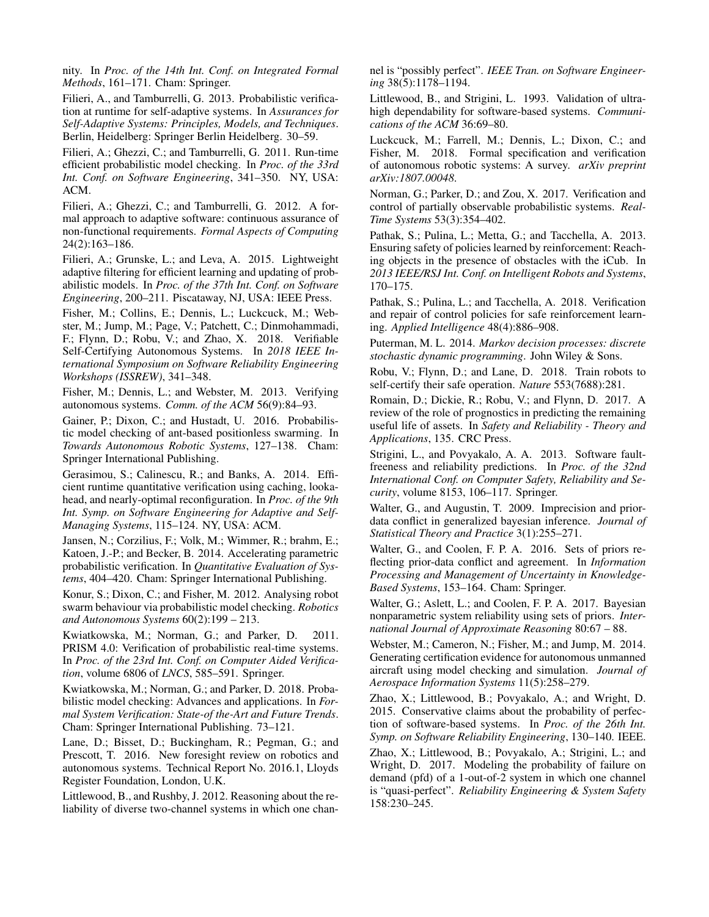nity. In *Proc. of the 14th Int. Conf. on Integrated Formal Methods*, 161–171. Cham: Springer.

Filieri, A., and Tamburrelli, G. 2013. Probabilistic verification at runtime for self-adaptive systems. In *Assurances for Self-Adaptive Systems: Principles, Models, and Techniques*. Berlin, Heidelberg: Springer Berlin Heidelberg. 30–59.

Filieri, A.; Ghezzi, C.; and Tamburrelli, G. 2011. Run-time efficient probabilistic model checking. In *Proc. of the 33rd Int. Conf. on Software Engineering*, 341–350. NY, USA: ACM.

Filieri, A.; Ghezzi, C.; and Tamburrelli, G. 2012. A formal approach to adaptive software: continuous assurance of non-functional requirements. *Formal Aspects of Computing* 24(2):163–186.

Filieri, A.; Grunske, L.; and Leva, A. 2015. Lightweight adaptive filtering for efficient learning and updating of probabilistic models. In *Proc. of the 37th Int. Conf. on Software Engineering*, 200–211. Piscataway, NJ, USA: IEEE Press.

Fisher, M.; Collins, E.; Dennis, L.; Luckcuck, M.; Webster, M.; Jump, M.; Page, V.; Patchett, C.; Dinmohammadi, F.; Flynn, D.; Robu, V.; and Zhao, X. 2018. Verifiable Self-Certifying Autonomous Systems. In *2018 IEEE International Symposium on Software Reliability Engineering Workshops (ISSREW)*, 341–348.

Fisher, M.; Dennis, L.; and Webster, M. 2013. Verifying autonomous systems. *Comm. of the ACM* 56(9):84–93.

Gainer, P.; Dixon, C.; and Hustadt, U. 2016. Probabilistic model checking of ant-based positionless swarming. In *Towards Autonomous Robotic Systems*, 127–138. Cham: Springer International Publishing.

Gerasimou, S.; Calinescu, R.; and Banks, A. 2014. Efficient runtime quantitative verification using caching, lookahead, and nearly-optimal reconfiguration. In *Proc. of the 9th Int. Symp. on Software Engineering for Adaptive and Self-Managing Systems*, 115–124. NY, USA: ACM.

Jansen, N.; Corzilius, F.; Volk, M.; Wimmer, R.; brahm, E.; Katoen, J.-P.; and Becker, B. 2014. Accelerating parametric probabilistic verification. In *Quantitative Evaluation of Systems*, 404–420. Cham: Springer International Publishing.

Konur, S.; Dixon, C.; and Fisher, M. 2012. Analysing robot swarm behaviour via probabilistic model checking. *Robotics and Autonomous Systems* 60(2):199 – 213.

Kwiatkowska, M.; Norman, G.; and Parker, D. 2011. PRISM 4.0: Verification of probabilistic real-time systems. In *Proc. of the 23rd Int. Conf. on Computer Aided Verification*, volume 6806 of *LNCS*, 585–591. Springer.

Kwiatkowska, M.; Norman, G.; and Parker, D. 2018. Probabilistic model checking: Advances and applications. In *Formal System Verification: State-of the-Art and Future Trends*. Cham: Springer International Publishing. 73–121.

Lane, D.; Bisset, D.; Buckingham, R.; Pegman, G.; and Prescott, T. 2016. New foresight review on robotics and autonomous systems. Technical Report No. 2016.1, Lloyds Register Foundation, London, U.K.

Littlewood, B., and Rushby, J. 2012. Reasoning about the reliability of diverse two-channel systems in which one channel is "possibly perfect". *IEEE Tran. on Software Engineering* 38(5):1178–1194.

Littlewood, B., and Strigini, L. 1993. Validation of ultrahigh dependability for software-based systems. *Communications of the ACM* 36:69–80.

Luckcuck, M.; Farrell, M.; Dennis, L.; Dixon, C.; and Fisher, M. 2018. Formal specification and verification of autonomous robotic systems: A survey. *arXiv preprint arXiv:1807.00048*.

Norman, G.; Parker, D.; and Zou, X. 2017. Verification and control of partially observable probabilistic systems. *Real-Time Systems* 53(3):354–402.

Pathak, S.; Pulina, L.; Metta, G.; and Tacchella, A. 2013. Ensuring safety of policies learned by reinforcement: Reaching objects in the presence of obstacles with the iCub. In *2013 IEEE/RSJ Int. Conf. on Intelligent Robots and Systems*, 170–175.

Pathak, S.; Pulina, L.; and Tacchella, A. 2018. Verification and repair of control policies for safe reinforcement learning. *Applied Intelligence* 48(4):886–908.

Puterman, M. L. 2014. *Markov decision processes: discrete stochastic dynamic programming*. John Wiley & Sons.

Robu, V.; Flynn, D.; and Lane, D. 2018. Train robots to self-certify their safe operation. *Nature* 553(7688):281.

Romain, D.; Dickie, R.; Robu, V.; and Flynn, D. 2017. A review of the role of prognostics in predicting the remaining useful life of assets. In *Safety and Reliability - Theory and Applications*, 135. CRC Press.

Strigini, L., and Povyakalo, A. A. 2013. Software fault-freeness and reliability predictions. In *Proc. of the 32nd International Conf. on Computer Safety, Reliability and Security*, volume 8153, 106–117. Springer.

Walter, G., and Augustin, T. 2009. Imprecision and prior-data conflict in generalized bayesian inference. *Journal of Statistical Theory and Practice* 3(1):255–271.

Walter, G., and Coolen, F. P. A. 2016. Sets of priors reflecting prior-data conflict and agreement. In *Information Processing and Management of Uncertainty in Knowledge-Based Systems*, 153–164. Cham: Springer.

Walter, G.; Aslett, L.; and Coolen, F. P. A. 2017. Bayesian nonparametric system reliability using sets of priors. *International Journal of Approximate Reasoning* 80:67 – 88.

Webster, M.; Cameron, N.; Fisher, M.; and Jump, M. 2014. Generating certification evidence for autonomous unmanned aircraft using model checking and simulation. *Journal of Aerospace Information Systems* 11(5):258–279.

Zhao, X.; Littlewood, B.; Povyakalo, A.; and Wright, D. 2015. Conservative claims about the probability of perfection of software-based systems. In *Proc. of the 26th Int. Symp. on Software Reliability Engineering*, 130–140. IEEE.

Zhao, X.; Littlewood, B.; Povyakalo, A.; Strigini, L.; and Wright, D. 2017. Modeling the probability of failure on demand (pfd) of a 1-out-of-2 system in which one channel is "quasi-perfect". *Reliability Engineering & System Safety* 158:230–245.